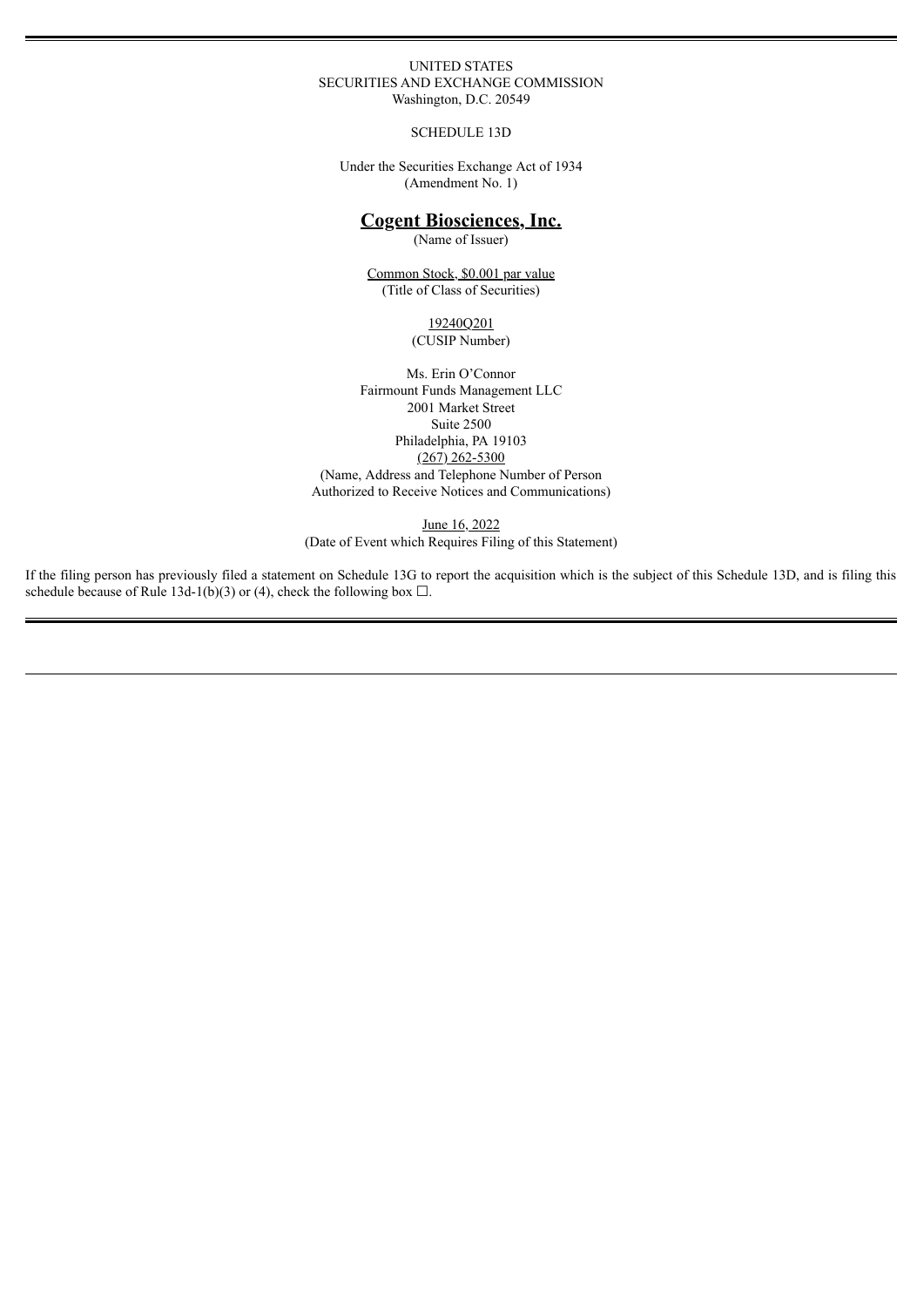UNITED STATES
SECURITIES AND EXCHANGE COMMISSION
Washington, D.C. 20549

SCHEDULE 13D

Under the Securities Exchange Act of 1934
(Amendment No. 1)

# Cogent Biosciences, Inc.

(Name of Issuer)

Common Stock, $0.001 par value
(Title of Class of Securities)

19240Q201
(CUSIP Number)

Ms. Erin O'Connor
Fairmount Funds Management LLC
2001 Market Street
Suite 2500
Philadelphia, PA 19103
(267) 262-5300
(Name, Address and Telephone Number of Person
Authorized to Receive Notices and Communications)

June 16, 2022
(Date of Event which Requires Filing of this Statement)

If the filing person has previously filed a statement on Schedule 13G to report the acquisition which is the subject of this Schedule 13D, and is filing this schedule because of Rule 13d-1(b)(3) or (4), check the following box ☐.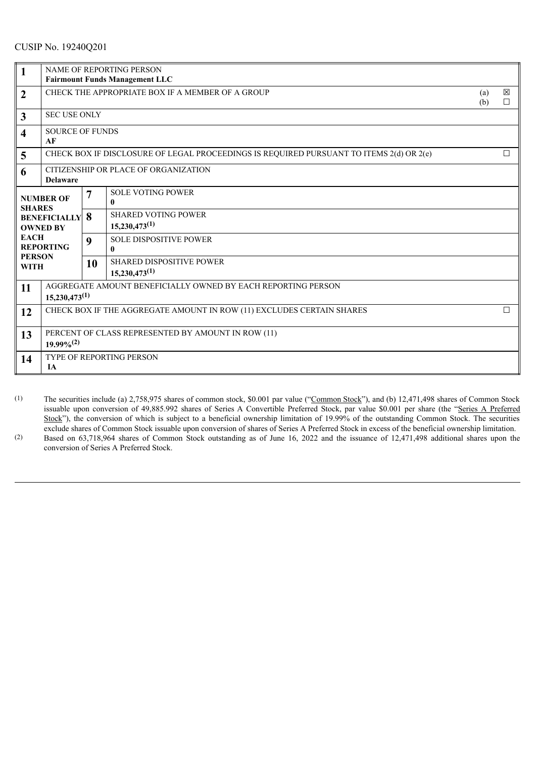CUSIP No. 19240Q201

| | | | |
|---|---|---|---|
| **1** | NAME OF REPORTING PERSON<br>**Fairmount Funds Management LLC** | | |
| **2** | CHECK THE APPROPRIATE BOX IF A MEMBER OF A GROUP | | (a) ☒<br>(b) ☐ |
| **3** | SEC USE ONLY | | |
| **4** | SOURCE OF FUNDS<br>**AF** | | |
| **5** | CHECK BOX IF DISCLOSURE OF LEGAL PROCEEDINGS IS REQUIRED PURSUANT TO ITEMS 2(d) OR 2(e) | | ☐ |
| **6** | CITIZENSHIP OR PLACE OF ORGANIZATION<br>**Delaware** | | |
| **NUMBER OF SHARES BENEFICIALLY OWNED BY EACH REPORTING PERSON WITH** | **7** | SOLE VOTING POWER<br>**0** | |
| | **8** | SHARED VOTING POWER<br>**15,230,473(1)** | |
| | **9** | SOLE DISPOSITIVE POWER<br>**0** | |
| | **10** | SHARED DISPOSITIVE POWER<br>**15,230,473(1)** | |
| **11** | AGGREGATE AMOUNT BENEFICIALLY OWNED BY EACH REPORTING PERSON<br>**15,230,473(1)** | | |
| **12** | CHECK BOX IF THE AGGREGATE AMOUNT IN ROW (11) EXCLUDES CERTAIN SHARES | | ☐ |
| **13** | PERCENT OF CLASS REPRESENTED BY AMOUNT IN ROW (11)<br>**19.99%(2)** | | |
| **14** | TYPE OF REPORTING PERSON<br>**IA** | | |

(1) The securities include (a) 2,758,975 shares of common stock, $0.001 par value ("Common Stock"), and (b) 12,471,498 shares of Common Stock issuable upon conversion of 49,885.992 shares of Series A Convertible Preferred Stock, par value $0.001 per share (the "Series A Preferred Stock"), the conversion of which is subject to a beneficial ownership limitation of 19.99% of the outstanding Common Stock. The securities exclude shares of Common Stock issuable upon conversion of shares of Series A Preferred Stock in excess of the beneficial ownership limitation.

(2) Based on 63,718,964 shares of Common Stock outstanding as of June 16, 2022 and the issuance of 12,471,498 additional shares upon the conversion of Series A Preferred Stock.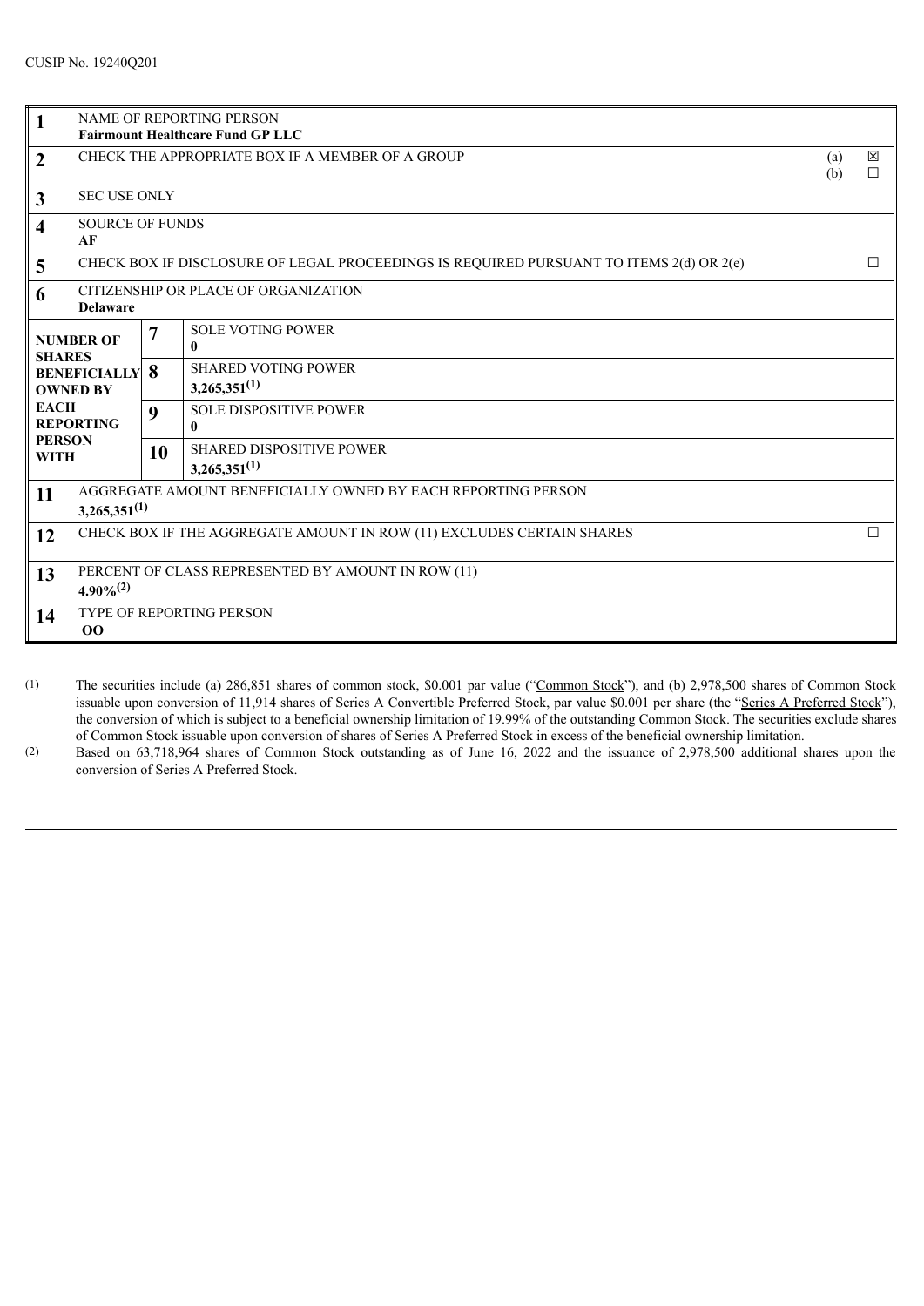CUSIP No. 19240Q201

| | | | |
|---|---|---|---|
| **1** | NAME OF REPORTING PERSON<br>**Fairmount Healthcare Fund GP LLC** | | |
| **2** | CHECK THE APPROPRIATE BOX IF A MEMBER OF A GROUP | | (a) ☒<br>(b) ☐ |
| **3** | SEC USE ONLY | | |
| **4** | SOURCE OF FUNDS<br>**AF** | | |
| **5** | CHECK BOX IF DISCLOSURE OF LEGAL PROCEEDINGS IS REQUIRED PURSUANT TO ITEMS 2(d) OR 2(e) | | ☐ |
| **6** | CITIZENSHIP OR PLACE OF ORGANIZATION<br>**Delaware** | | |
| **NUMBER OF SHARES BENEFICIALLY OWNED BY EACH REPORTING PERSON WITH** | **7** | SOLE VOTING POWER<br>**0** | |
| | **8** | SHARED VOTING POWER<br>**3,265,351(1)** | |
| | **9** | SOLE DISPOSITIVE POWER<br>**0** | |
| | **10** | SHARED DISPOSITIVE POWER<br>**3,265,351(1)** | |
| **11** | AGGREGATE AMOUNT BENEFICIALLY OWNED BY EACH REPORTING PERSON<br>**3,265,351(1)** | | |
| **12** | CHECK BOX IF THE AGGREGATE AMOUNT IN ROW (11) EXCLUDES CERTAIN SHARES | | ☐ |
| **13** | PERCENT OF CLASS REPRESENTED BY AMOUNT IN ROW (11)<br>**4.90%(2)** | | |
| **14** | TYPE OF REPORTING PERSON<br>**OO** | | |

(1) The securities include (a) 286,851 shares of common stock, $0.001 par value ("Common Stock"), and (b) 2,978,500 shares of Common Stock issuable upon conversion of 11,914 shares of Series A Convertible Preferred Stock, par value $0.001 per share (the "Series A Preferred Stock"), the conversion of which is subject to a beneficial ownership limitation of 19.99% of the outstanding Common Stock. The securities exclude shares of Common Stock issuable upon conversion of shares of Series A Preferred Stock in excess of the beneficial ownership limitation.

(2) Based on 63,718,964 shares of Common Stock outstanding as of June 16, 2022 and the issuance of 2,978,500 additional shares upon the conversion of Series A Preferred Stock.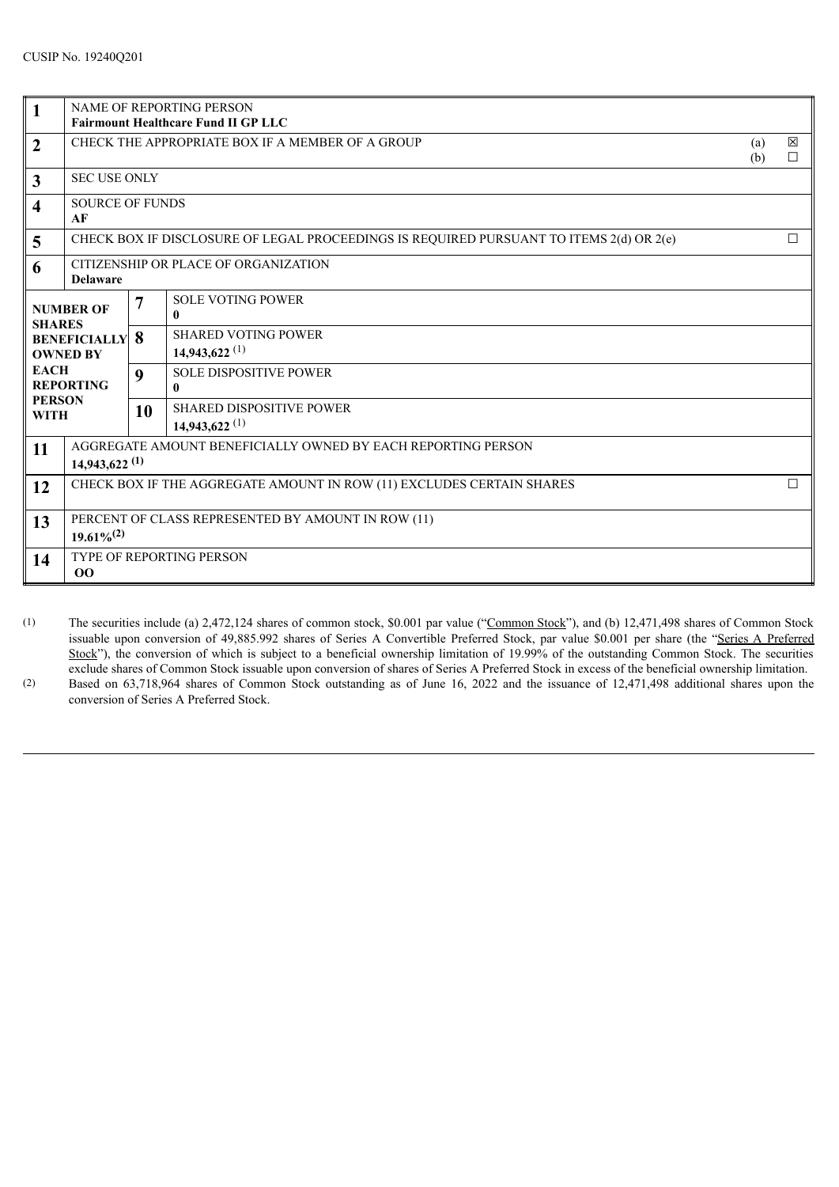CUSIP No. 19240Q201

| | | | |
|---|---|---|---|
| **1** | NAME OF REPORTING PERSON<br>**Fairmount Healthcare Fund II GP LLC** | | |
| **2** | CHECK THE APPROPRIATE BOX IF A MEMBER OF A GROUP | | (a) ☒<br>(b) ☐ |
| **3** | SEC USE ONLY | | |
| **4** | SOURCE OF FUNDS<br>**AF** | | |
| **5** | CHECK BOX IF DISCLOSURE OF LEGAL PROCEEDINGS IS REQUIRED PURSUANT TO ITEMS 2(d) OR 2(e) | | ☐ |
| **6** | CITIZENSHIP OR PLACE OF ORGANIZATION<br>**Delaware** | | |
| **NUMBER OF SHARES BENEFICIALLY OWNED BY EACH REPORTING PERSON WITH** | **7** | SOLE VOTING POWER<br>**0** | |
| | **8** | SHARED VOTING POWER<br>**14,943,622** (1) | |
| | **9** | SOLE DISPOSITIVE POWER<br>**0** | |
| | **10** | SHARED DISPOSITIVE POWER<br>**14,943,622** (1) | |
| **11** | AGGREGATE AMOUNT BENEFICIALLY OWNED BY EACH REPORTING PERSON<br>**14,943,622 (1)** | | |
| **12** | CHECK BOX IF THE AGGREGATE AMOUNT IN ROW (11) EXCLUDES CERTAIN SHARES | | ☐ |
| **13** | PERCENT OF CLASS REPRESENTED BY AMOUNT IN ROW (11)<br>**19.61%(2)** | | |
| **14** | TYPE OF REPORTING PERSON<br>**OO** | | |

(1) The securities include (a) 2,472,124 shares of common stock, $0.001 par value ("Common Stock"), and (b) 12,471,498 shares of Common Stock issuable upon conversion of 49,885.992 shares of Series A Convertible Preferred Stock, par value $0.001 per share (the "Series A Preferred Stock"), the conversion of which is subject to a beneficial ownership limitation of 19.99% of the outstanding Common Stock. The securities exclude shares of Common Stock issuable upon conversion of shares of Series A Preferred Stock in excess of the beneficial ownership limitation.

(2) Based on 63,718,964 shares of Common Stock outstanding as of June 16, 2022 and the issuance of 12,471,498 additional shares upon the conversion of Series A Preferred Stock.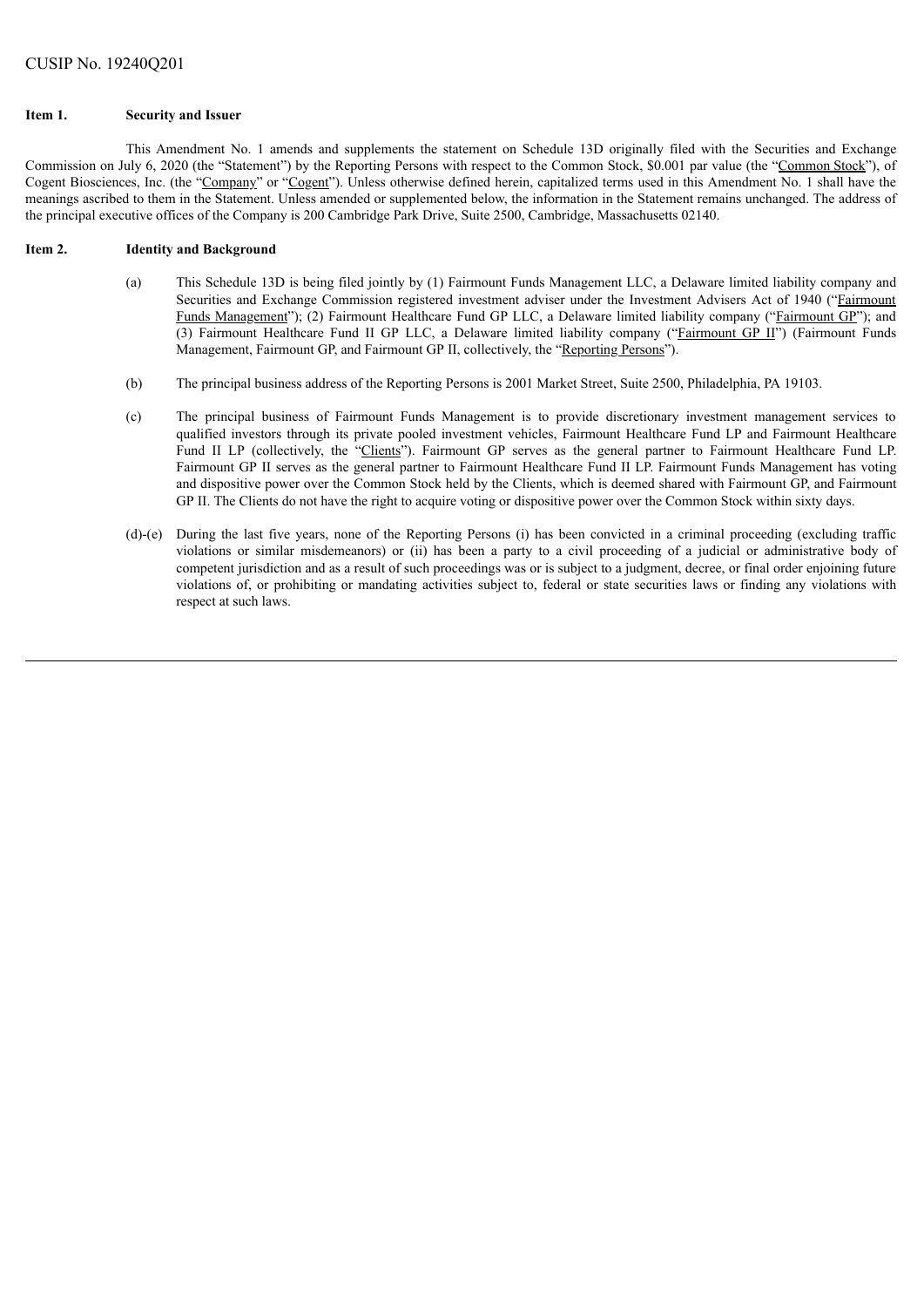CUSIP No. 19240Q201

**Item 1. Security and Issuer**

This Amendment No. 1 amends and supplements the statement on Schedule 13D originally filed with the Securities and Exchange Commission on July 6, 2020 (the "Statement") by the Reporting Persons with respect to the Common Stock, $0.001 par value (the "Common Stock"), of Cogent Biosciences, Inc. (the "Company" or "Cogent"). Unless otherwise defined herein, capitalized terms used in this Amendment No. 1 shall have the meanings ascribed to them in the Statement. Unless amended or supplemented below, the information in the Statement remains unchanged. The address of the principal executive offices of the Company is 200 Cambridge Park Drive, Suite 2500, Cambridge, Massachusetts 02140.

**Item 2. Identity and Background**

(a) This Schedule 13D is being filed jointly by (1) Fairmount Funds Management LLC, a Delaware limited liability company and Securities and Exchange Commission registered investment adviser under the Investment Advisers Act of 1940 ("Fairmount Funds Management"); (2) Fairmount Healthcare Fund GP LLC, a Delaware limited liability company ("Fairmount GP"); and (3) Fairmount Healthcare Fund II GP LLC, a Delaware limited liability company ("Fairmount GP II") (Fairmount Funds Management, Fairmount GP, and Fairmount GP II, collectively, the "Reporting Persons").

(b) The principal business address of the Reporting Persons is 2001 Market Street, Suite 2500, Philadelphia, PA 19103.

(c) The principal business of Fairmount Funds Management is to provide discretionary investment management services to qualified investors through its private pooled investment vehicles, Fairmount Healthcare Fund LP and Fairmount Healthcare Fund II LP (collectively, the "Clients"). Fairmount GP serves as the general partner to Fairmount Healthcare Fund LP. Fairmount GP II serves as the general partner to Fairmount Healthcare Fund II LP. Fairmount Funds Management has voting and dispositive power over the Common Stock held by the Clients, which is deemed shared with Fairmount GP, and Fairmount GP II. The Clients do not have the right to acquire voting or dispositive power over the Common Stock within sixty days.

(d)-(e) During the last five years, none of the Reporting Persons (i) has been convicted in a criminal proceeding (excluding traffic violations or similar misdemeanors) or (ii) has been a party to a civil proceeding of a judicial or administrative body of competent jurisdiction and as a result of such proceedings was or is subject to a judgment, decree, or final order enjoining future violations of, or prohibiting or mandating activities subject to, federal or state securities laws or finding any violations with respect at such laws.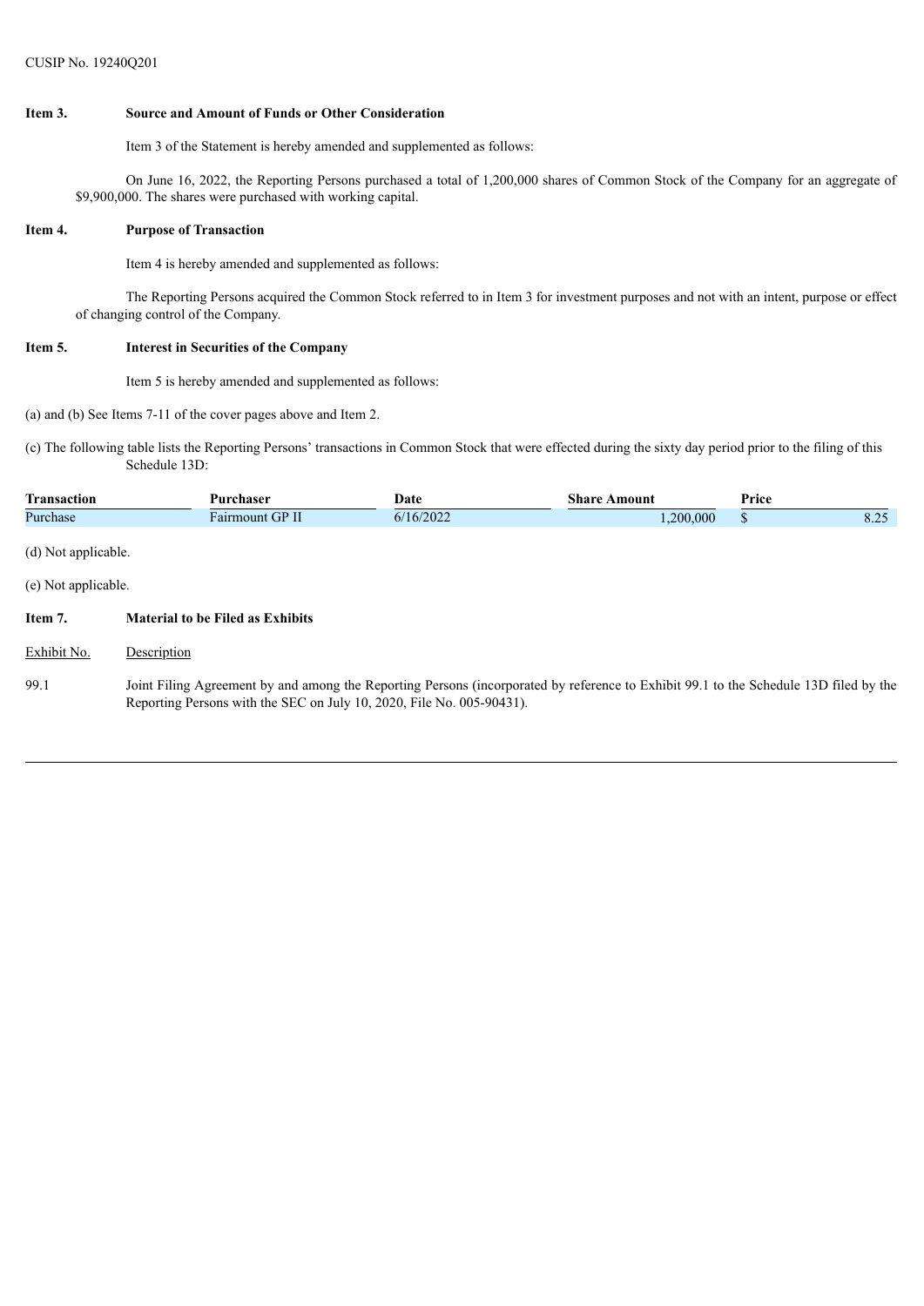CUSIP No. 19240Q201

**Item 3. Source and Amount of Funds or Other Consideration**

Item 3 of the Statement is hereby amended and supplemented as follows:

On June 16, 2022, the Reporting Persons purchased a total of 1,200,000 shares of Common Stock of the Company for an aggregate of $9,900,000. The shares were purchased with working capital.

**Item 4. Purpose of Transaction**

Item 4 is hereby amended and supplemented as follows:

The Reporting Persons acquired the Common Stock referred to in Item 3 for investment purposes and not with an intent, purpose or effect of changing control of the Company.

**Item 5. Interest in Securities of the Company**

Item 5 is hereby amended and supplemented as follows:

(a) and (b) See Items 7-11 of the cover pages above and Item 2.

(c) The following table lists the Reporting Persons' transactions in Common Stock that were effected during the sixty day period prior to the filing of this Schedule 13D:

| Transaction | Purchaser | Date | Share Amount | Price |
|---|---|---|---|---|
| Purchase | Fairmount GP II | 6/16/2022 | 1,200,000 | $ 8.25 |

(d) Not applicable.

(e) Not applicable.

**Item 7. Material to be Filed as Exhibits**

| Exhibit No. | Description |
|---|---|
| 99.1 | Joint Filing Agreement by and among the Reporting Persons (incorporated by reference to Exhibit 99.1 to the Schedule 13D filed by the Reporting Persons with the SEC on July 10, 2020, File No. 005-90431). |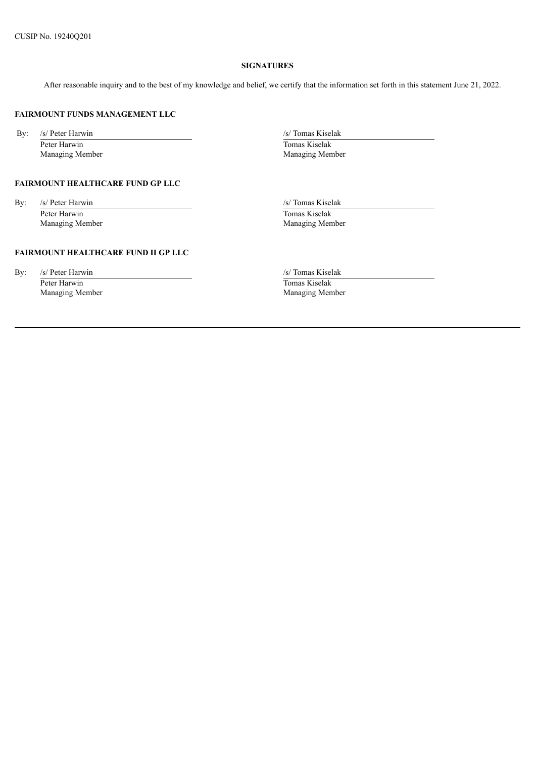CUSIP No. 19240Q201

**SIGNATURES**

After reasonable inquiry and to the best of my knowledge and belief, we certify that the information set forth in this statement June 21, 2022.

**FAIRMOUNT FUNDS MANAGEMENT LLC**

By: /s/ Peter Harwin
Peter Harwin
Managing Member

/s/ Tomas Kiselak
Tomas Kiselak
Managing Member

**FAIRMOUNT HEALTHCARE FUND GP LLC**

By: /s/ Peter Harwin
Peter Harwin
Managing Member

/s/ Tomas Kiselak
Tomas Kiselak
Managing Member

**FAIRMOUNT HEALTHCARE FUND II GP LLC**

By: /s/ Peter Harwin
Peter Harwin
Managing Member

/s/ Tomas Kiselak
Tomas Kiselak
Managing Member